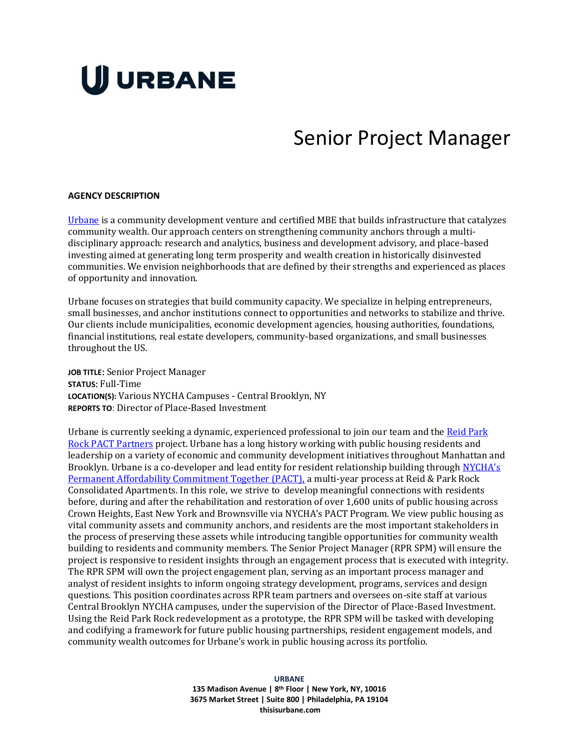# URBANE

# Senior Project Manager

**AGENCY DESCRIPTION**

Urbane is a community development venture and certified MBE that builds infrastructure that catalyzes community wealth. Our approach centers on strengthening community anchors through a multi-disciplinary approach: research and analytics, business and development advisory, and place-based investing aimed at generating long term prosperity and wealth creation in historically disinvested communities. We envision neighborhoods that are defined by their strengths and experienced as places of opportunity and innovation.

Urbane focuses on strategies that build community capacity. We specialize in helping entrepreneurs, small businesses, and anchor institutions connect to opportunities and networks to stabilize and thrive. Our clients include municipalities, economic development agencies, housing authorities, foundations, financial institutions, real estate developers, community-based organizations, and small businesses throughout the US.

**JOB TITLE**: Senior Project Manager
**STATUS**: Full-Time
**LOCATION(S)**: Various NYCHA Campuses - Central Brooklyn, NY
**REPORTS TO**: Director of Place-Based Investment

Urbane is currently seeking a dynamic, experienced professional to join our team and the Reid Park Rock PACT Partners project. Urbane has a long history working with public housing residents and leadership on a variety of economic and community development initiatives throughout Manhattan and Brooklyn. Urbane is a co-developer and lead entity for resident relationship building through NYCHA's Permanent Affordability Commitment Together (PACT), a multi-year process at Reid & Park Rock Consolidated Apartments. In this role, we strive to develop meaningful connections with residents before, during and after the rehabilitation and restoration of over 1,600 units of public housing across Crown Heights, East New York and Brownsville via NYCHA's PACT Program. We view public housing as vital community assets and community anchors, and residents are the most important stakeholders in the process of preserving these assets while introducing tangible opportunities for community wealth building to residents and community members. The Senior Project Manager (RPR SPM) will ensure the project is responsive to resident insights through an engagement process that is executed with integrity. The RPR SPM will own the project engagement plan, serving as an important process manager and analyst of resident insights to inform ongoing strategy development, programs, services and design questions. This position coordinates across RPR team partners and oversees on-site staff at various Central Brooklyn NYCHA campuses, under the supervision of the Director of Place-Based Investment. Using the Reid Park Rock redevelopment as a prototype, the RPR SPM will be tasked with developing and codifying a framework for future public housing partnerships, resident engagement models, and community wealth outcomes for Urbane's work in public housing across its portfolio.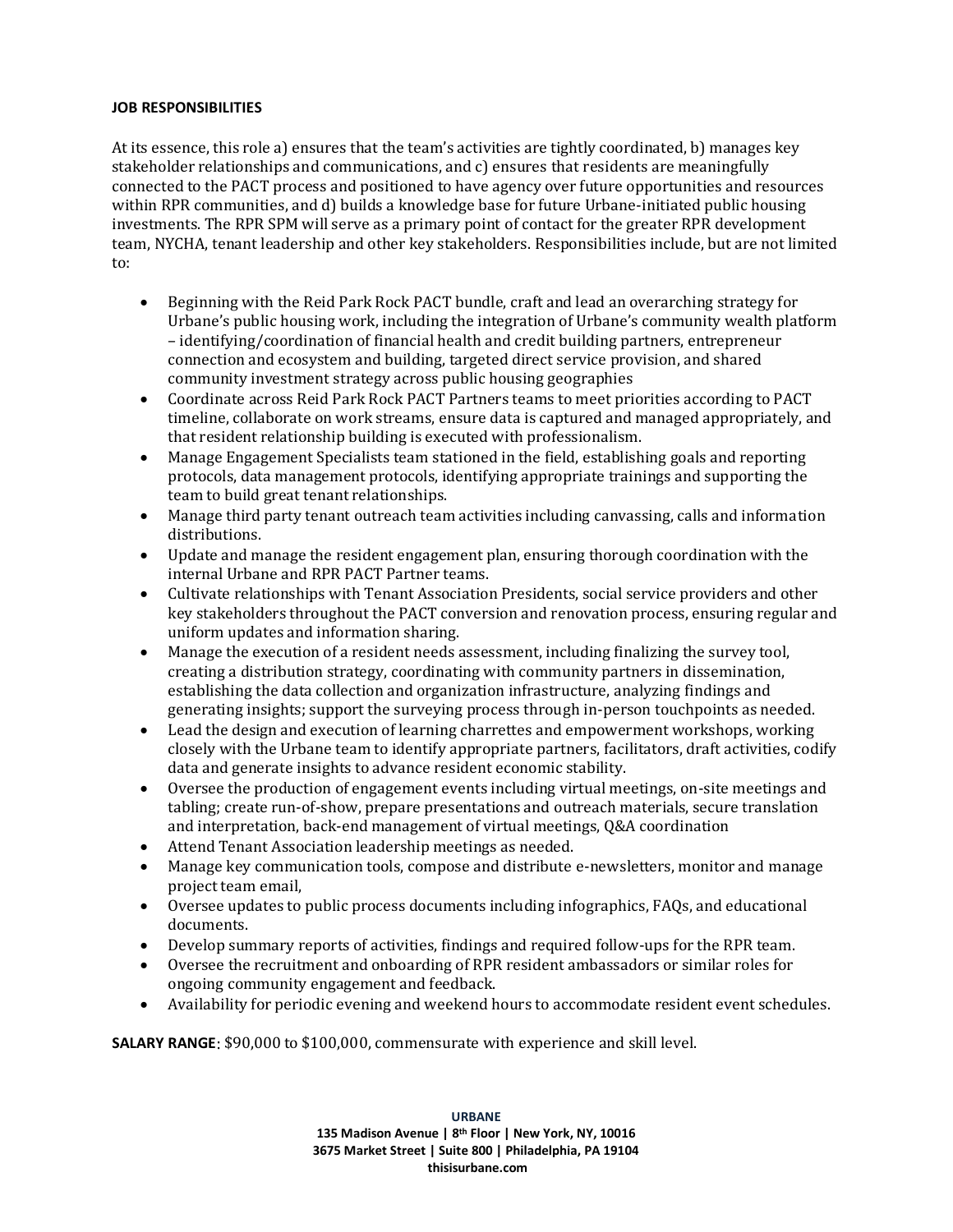**JOB RESPONSIBILITIES**

At its essence, this role a) ensures that the team's activities are tightly coordinated, b) manages key stakeholder relationships and communications, and c) ensures that residents are meaningfully connected to the PACT process and positioned to have agency over future opportunities and resources within RPR communities, and d) builds a knowledge base for future Urbane-initiated public housing investments. The RPR SPM will serve as a primary point of contact for the greater RPR development team, NYCHA, tenant leadership and other key stakeholders. Responsibilities include, but are not limited to:

- Beginning with the Reid Park Rock PACT bundle, craft and lead an overarching strategy for Urbane's public housing work, including the integration of Urbane's community wealth platform – identifying/coordination of financial health and credit building partners, entrepreneur connection and ecosystem and building, targeted direct service provision, and shared community investment strategy across public housing geographies
- Coordinate across Reid Park Rock PACT Partners teams to meet priorities according to PACT timeline, collaborate on work streams, ensure data is captured and managed appropriately, and that resident relationship building is executed with professionalism.
- Manage Engagement Specialists team stationed in the field, establishing goals and reporting protocols, data management protocols, identifying appropriate trainings and supporting the team to build great tenant relationships.
- Manage third party tenant outreach team activities including canvassing, calls and information distributions.
- Update and manage the resident engagement plan, ensuring thorough coordination with the internal Urbane and RPR PACT Partner teams.
- Cultivate relationships with Tenant Association Presidents, social service providers and other key stakeholders throughout the PACT conversion and renovation process, ensuring regular and uniform updates and information sharing.
- Manage the execution of a resident needs assessment, including finalizing the survey tool, creating a distribution strategy, coordinating with community partners in dissemination, establishing the data collection and organization infrastructure, analyzing findings and generating insights; support the surveying process through in-person touchpoints as needed.
- Lead the design and execution of learning charrettes and empowerment workshops, working closely with the Urbane team to identify appropriate partners, facilitators, draft activities, codify data and generate insights to advance resident economic stability.
- Oversee the production of engagement events including virtual meetings, on-site meetings and tabling; create run-of-show, prepare presentations and outreach materials, secure translation and interpretation, back-end management of virtual meetings, Q&A coordination
- Attend Tenant Association leadership meetings as needed.
- Manage key communication tools, compose and distribute e-newsletters, monitor and manage project team email,
- Oversee updates to public process documents including infographics, FAQs, and educational documents.
- Develop summary reports of activities, findings and required follow-ups for the RPR team.
- Oversee the recruitment and onboarding of RPR resident ambassadors or similar roles for ongoing community engagement and feedback.
- Availability for periodic evening and weekend hours to accommodate resident event schedules.

**SALARY RANGE**: $90,000 to $100,000, commensurate with experience and skill level.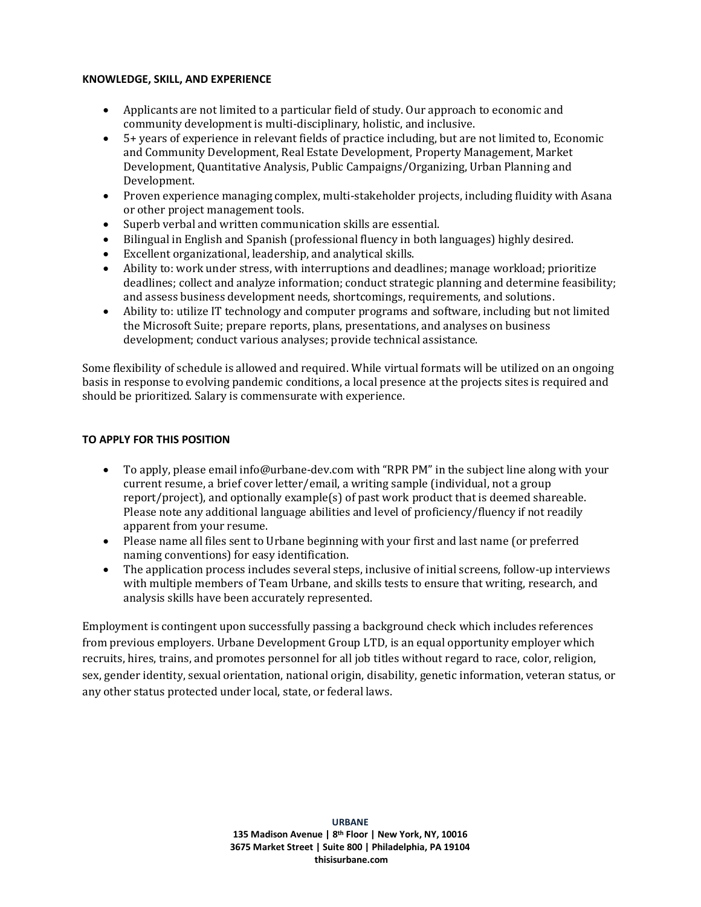**KNOWLEDGE, SKILL, AND EXPERIENCE**

- Applicants are not limited to a particular field of study. Our approach to economic and community development is multi-disciplinary, holistic, and inclusive.
- 5+ years of experience in relevant fields of practice including, but are not limited to, Economic and Community Development, Real Estate Development, Property Management, Market Development, Quantitative Analysis, Public Campaigns/Organizing, Urban Planning and Development.
- Proven experience managing complex, multi-stakeholder projects, including fluidity with Asana or other project management tools.
- Superb verbal and written communication skills are essential.
- Bilingual in English and Spanish (professional fluency in both languages) highly desired.
- Excellent organizational, leadership, and analytical skills.
- Ability to: work under stress, with interruptions and deadlines; manage workload; prioritize deadlines; collect and analyze information; conduct strategic planning and determine feasibility; and assess business development needs, shortcomings, requirements, and solutions.
- Ability to: utilize IT technology and computer programs and software, including but not limited the Microsoft Suite; prepare reports, plans, presentations, and analyses on business development; conduct various analyses; provide technical assistance.

Some flexibility of schedule is allowed and required. While virtual formats will be utilized on an ongoing basis in response to evolving pandemic conditions, a local presence at the projects sites is required and should be prioritized. Salary is commensurate with experience.

**TO APPLY FOR THIS POSITION**

- To apply, please email info@urbane-dev.com with "RPR PM" in the subject line along with your current resume, a brief cover letter/email, a writing sample (individual, not a group report/project), and optionally example(s) of past work product that is deemed shareable. Please note any additional language abilities and level of proficiency/fluency if not readily apparent from your resume.
- Please name all files sent to Urbane beginning with your first and last name (or preferred naming conventions) for easy identification.
- The application process includes several steps, inclusive of initial screens, follow-up interviews with multiple members of Team Urbane, and skills tests to ensure that writing, research, and analysis skills have been accurately represented.

Employment is contingent upon successfully passing a background check which includes references from previous employers. Urbane Development Group LTD, is an equal opportunity employer which recruits, hires, trains, and promotes personnel for all job titles without regard to race, color, religion, sex, gender identity, sexual orientation, national origin, disability, genetic information, veteran status, or any other status protected under local, state, or federal laws.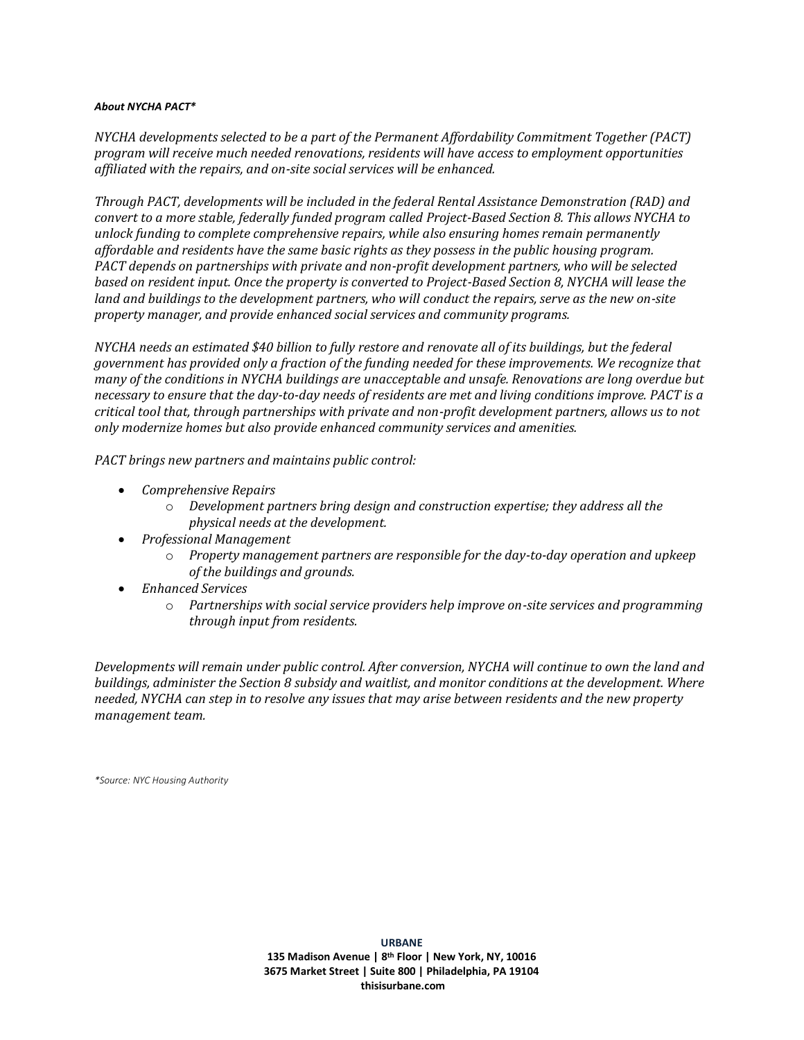***About NYCHA PACT****

*NYCHA developments selected to be a part of the Permanent Affordability Commitment Together (PACT) program will receive much needed renovations, residents will have access to employment opportunities affiliated with the repairs, and on-site social services will be enhanced.*

*Through PACT, developments will be included in the federal Rental Assistance Demonstration (RAD) and convert to a more stable, federally funded program called Project-Based Section 8. This allows NYCHA to unlock funding to complete comprehensive repairs, while also ensuring homes remain permanently affordable and residents have the same basic rights as they possess in the public housing program. PACT depends on partnerships with private and non-profit development partners, who will be selected based on resident input. Once the property is converted to Project-Based Section 8, NYCHA will lease the land and buildings to the development partners, who will conduct the repairs, serve as the new on-site property manager, and provide enhanced social services and community programs.*

*NYCHA needs an estimated $40 billion to fully restore and renovate all of its buildings, but the federal government has provided only a fraction of the funding needed for these improvements. We recognize that many of the conditions in NYCHA buildings are unacceptable and unsafe. Renovations are long overdue but necessary to ensure that the day-to-day needs of residents are met and living conditions improve. PACT is a critical tool that, through partnerships with private and non-profit development partners, allows us to not only modernize homes but also provide enhanced community services and amenities.*

*PACT brings new partners and maintains public control:*

- *Comprehensive Repairs*
  - *Development partners bring design and construction expertise; they address all the physical needs at the development.*
- *Professional Management*
  - *Property management partners are responsible for the day-to-day operation and upkeep of the buildings and grounds.*
- *Enhanced Services*
  - *Partnerships with social service providers help improve on-site services and programming through input from residents.*

*Developments will remain under public control. After conversion, NYCHA will continue to own the land and buildings, administer the Section 8 subsidy and waitlist, and monitor conditions at the development. Where needed, NYCHA can step in to resolve any issues that may arise between residents and the new property management team.*

*\*Source: NYC Housing Authority*

**URBANE**
**135 Madison Avenue | 8th Floor | New York, NY, 10016**
**3675 Market Street | Suite 800 | Philadelphia, PA 19104**
**thisisurbane.com**